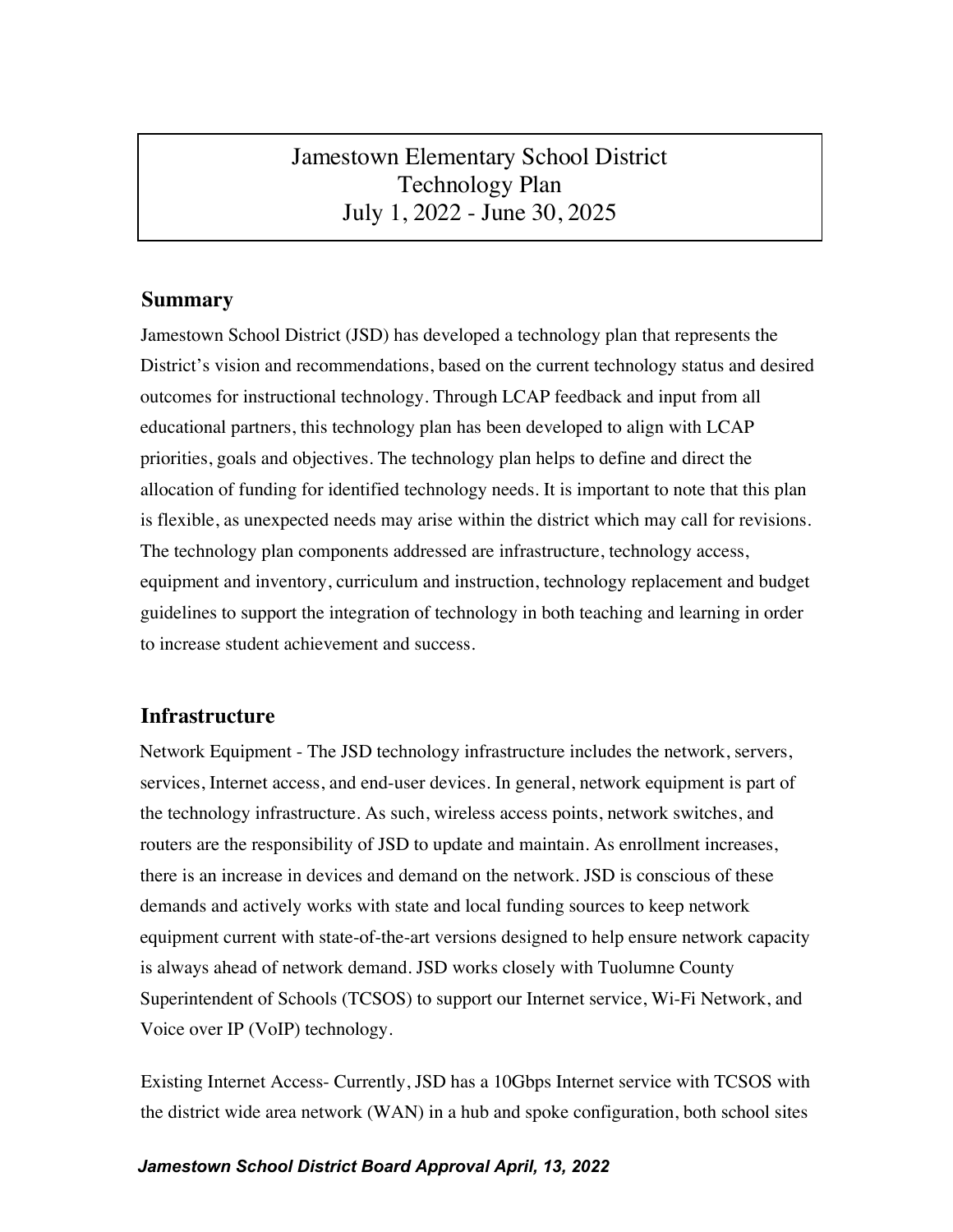# Jamestown Elementary School District
# Technology Plan
# July 1, 2022 - June 30, 2025

## Summary

Jamestown School District (JSD) has developed a technology plan that represents the District's vision and recommendations, based on the current technology status and desired outcomes for instructional technology. Through LCAP feedback and input from all educational partners, this technology plan has been developed to align with LCAP priorities, goals and objectives. The technology plan helps to define and direct the allocation of funding for identified technology needs. It is important to note that this plan is flexible, as unexpected needs may arise within the district which may call for revisions. The technology plan components addressed are infrastructure, technology access, equipment and inventory, curriculum and instruction, technology replacement and budget guidelines to support the integration of technology in both teaching and learning in order to increase student achievement and success.

## Infrastructure

Network Equipment - The JSD technology infrastructure includes the network, servers, services, Internet access, and end-user devices. In general, network equipment is part of the technology infrastructure. As such, wireless access points, network switches, and routers are the responsibility of JSD to update and maintain. As enrollment increases, there is an increase in devices and demand on the network. JSD is conscious of these demands and actively works with state and local funding sources to keep network equipment current with state-of-the-art versions designed to help ensure network capacity is always ahead of network demand. JSD works closely with Tuolumne County Superintendent of Schools (TCSOS) to support our Internet service, Wi-Fi Network, and Voice over IP (VoIP) technology.

Existing Internet Access- Currently, JSD has a 10Gbps Internet service with TCSOS with the district wide area network (WAN) in a hub and spoke configuration, both school sites

*Jamestown School District Board Approval April, 13, 2022*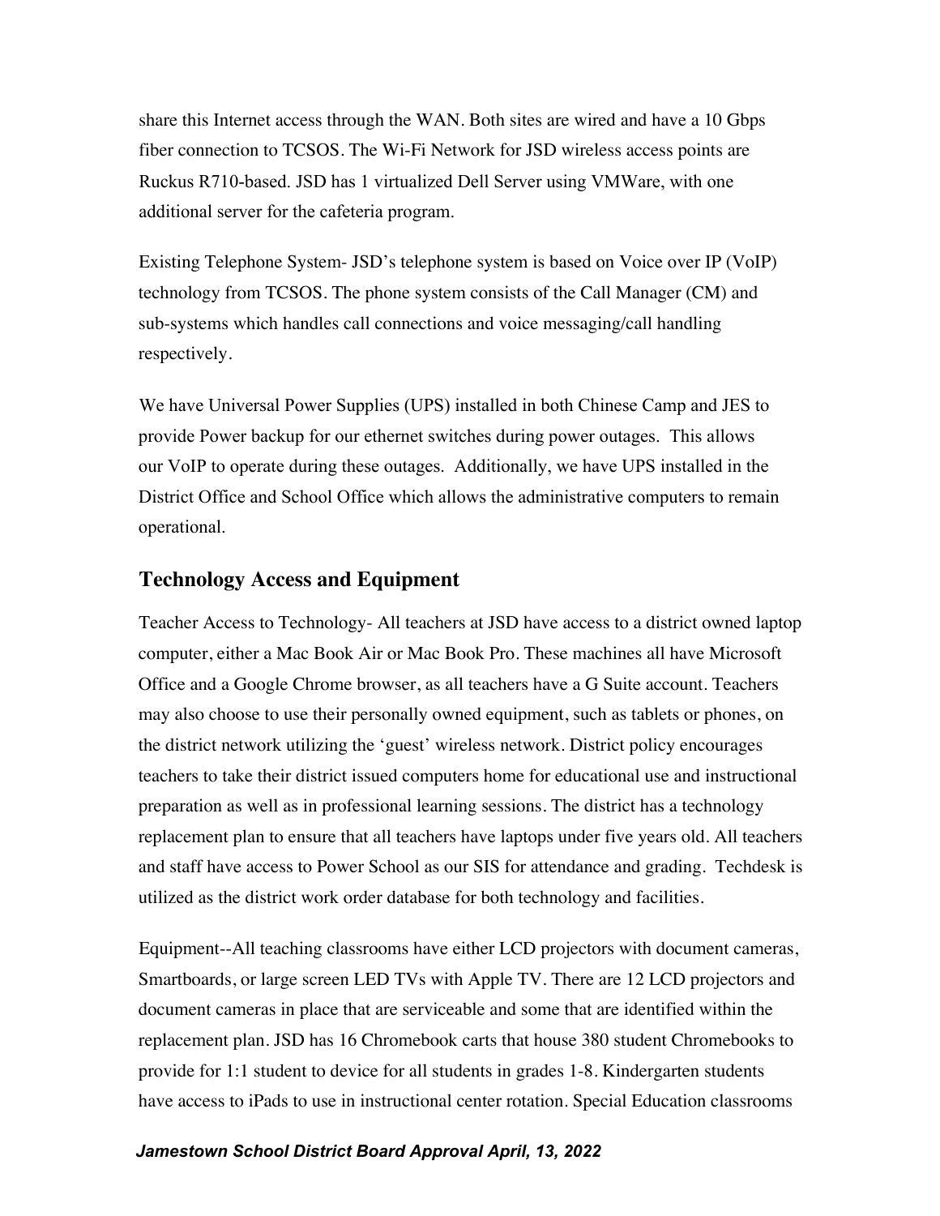share this Internet access through the WAN. Both sites are wired and have a 10 Gbps fiber connection to TCSOS. The Wi-Fi Network for JSD wireless access points are Ruckus R710-based. JSD has 1 virtualized Dell Server using VMWare, with one additional server for the cafeteria program.

Existing Telephone System- JSD's telephone system is based on Voice over IP (VoIP) technology from TCSOS. The phone system consists of the Call Manager (CM) and sub-systems which handles call connections and voice messaging/call handling respectively.

We have Universal Power Supplies (UPS) installed in both Chinese Camp and JES to provide Power backup for our ethernet switches during power outages. This allows our VoIP to operate during these outages. Additionally, we have UPS installed in the District Office and School Office which allows the administrative computers to remain operational.

## Technology Access and Equipment

Teacher Access to Technology- All teachers at JSD have access to a district owned laptop computer, either a Mac Book Air or Mac Book Pro. These machines all have Microsoft Office and a Google Chrome browser, as all teachers have a G Suite account. Teachers may also choose to use their personally owned equipment, such as tablets or phones, on the district network utilizing the 'guest' wireless network. District policy encourages teachers to take their district issued computers home for educational use and instructional preparation as well as in professional learning sessions. The district has a technology replacement plan to ensure that all teachers have laptops under five years old. All teachers and staff have access to Power School as our SIS for attendance and grading. Techdesk is utilized as the district work order database for both technology and facilities.

Equipment--All teaching classrooms have either LCD projectors with document cameras, Smartboards, or large screen LED TVs with Apple TV. There are 12 LCD projectors and document cameras in place that are serviceable and some that are identified within the replacement plan. JSD has 16 Chromebook carts that house 380 student Chromebooks to provide for 1:1 student to device for all students in grades 1-8. Kindergarten students have access to iPads to use in instructional center rotation. Special Education classrooms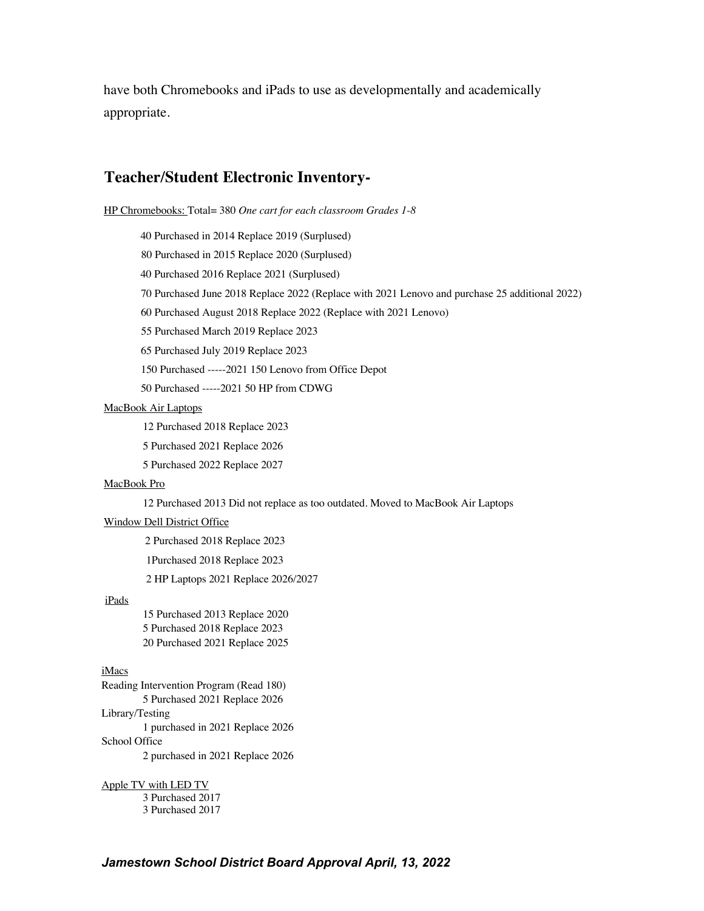have both Chromebooks and iPads to use as developmentally and academically appropriate.

## Teacher/Student Electronic Inventory-

HP Chromebooks: Total= 380 *One cart for each classroom Grades 1-8*

- 40 Purchased in 2014 Replace 2019 (Surplused)
- 80 Purchased in 2015 Replace 2020 (Surplused)
- 40 Purchased 2016 Replace 2021 (Surplused)
- 70 Purchased June 2018 Replace 2022 (Replace with 2021 Lenovo and purchase 25 additional 2022)
- 60 Purchased August 2018 Replace 2022 (Replace with 2021 Lenovo)
- 55 Purchased March 2019 Replace 2023
- 65 Purchased July 2019 Replace 2023
- 150 Purchased -----2021 150 Lenovo from Office Depot
- 50 Purchased -----2021 50 HP from CDWG

MacBook Air Laptops

- 12 Purchased 2018 Replace 2023
- 5 Purchased 2021 Replace 2026
- 5 Purchased 2022 Replace 2027

MacBook Pro

- 12 Purchased 2013 Did not replace as too outdated. Moved to MacBook Air Laptops

Window Dell District Office

- 2 Purchased 2018 Replace 2023
- 1Purchased 2018 Replace 2023
- 2 HP Laptops 2021 Replace 2026/2027

iPads

- 15 Purchased 2013 Replace 2020
- 5 Purchased 2018 Replace 2023
- 20 Purchased 2021 Replace 2025

iMacs

Reading Intervention Program (Read 180)

- 5 Purchased 2021 Replace 2026

Library/Testing

- 1 purchased in 2021 Replace 2026

School Office

- 2 purchased in 2021 Replace 2026

Apple TV with LED TV

- 3 Purchased 2017
- 3 Purchased 2017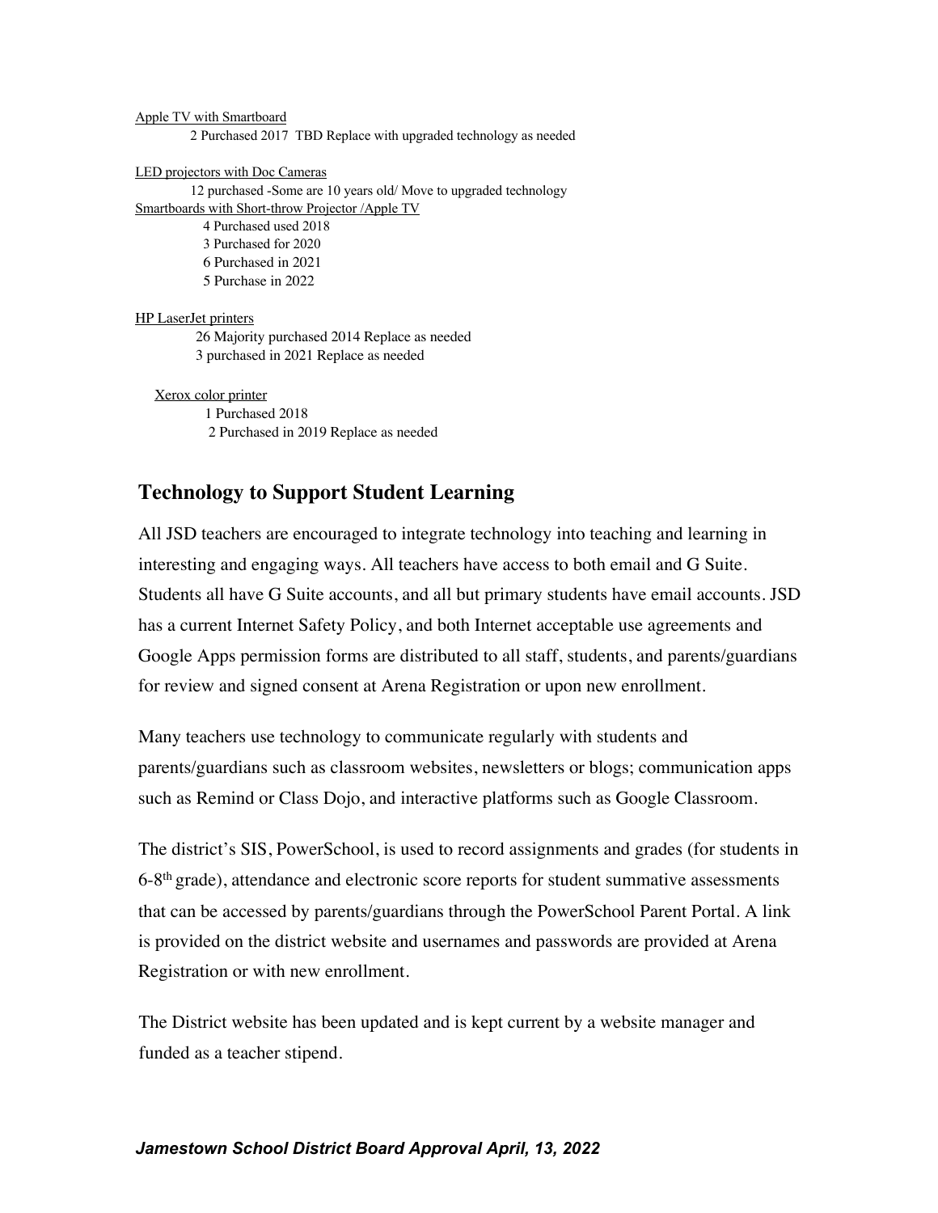Apple TV with Smartboard

2 Purchased 2017 TBD Replace with upgraded technology as needed

LED projectors with Doc Cameras

12 purchased -Some are 10 years old/ Move to upgraded technology

Smartboards with Short-throw Projector /Apple TV

4 Purchased used 2018

3 Purchased for 2020

6 Purchased in 2021

5 Purchase in 2022

HP LaserJet printers

26 Majority purchased 2014 Replace as needed

3 purchased in 2021 Replace as needed

Xerox color printer

1 Purchased 2018

2 Purchased in 2019 Replace as needed

## Technology to Support Student Learning

All JSD teachers are encouraged to integrate technology into teaching and learning in interesting and engaging ways. All teachers have access to both email and G Suite. Students all have G Suite accounts, and all but primary students have email accounts. JSD has a current Internet Safety Policy, and both Internet acceptable use agreements and Google Apps permission forms are distributed to all staff, students, and parents/guardians for review and signed consent at Arena Registration or upon new enrollment.

Many teachers use technology to communicate regularly with students and parents/guardians such as classroom websites, newsletters or blogs; communication apps such as Remind or Class Dojo, and interactive platforms such as Google Classroom.

The district's SIS, PowerSchool, is used to record assignments and grades (for students in 6-8th grade), attendance and electronic score reports for student summative assessments that can be accessed by parents/guardians through the PowerSchool Parent Portal. A link is provided on the district website and usernames and passwords are provided at Arena Registration or with new enrollment.

The District website has been updated and is kept current by a website manager and funded as a teacher stipend.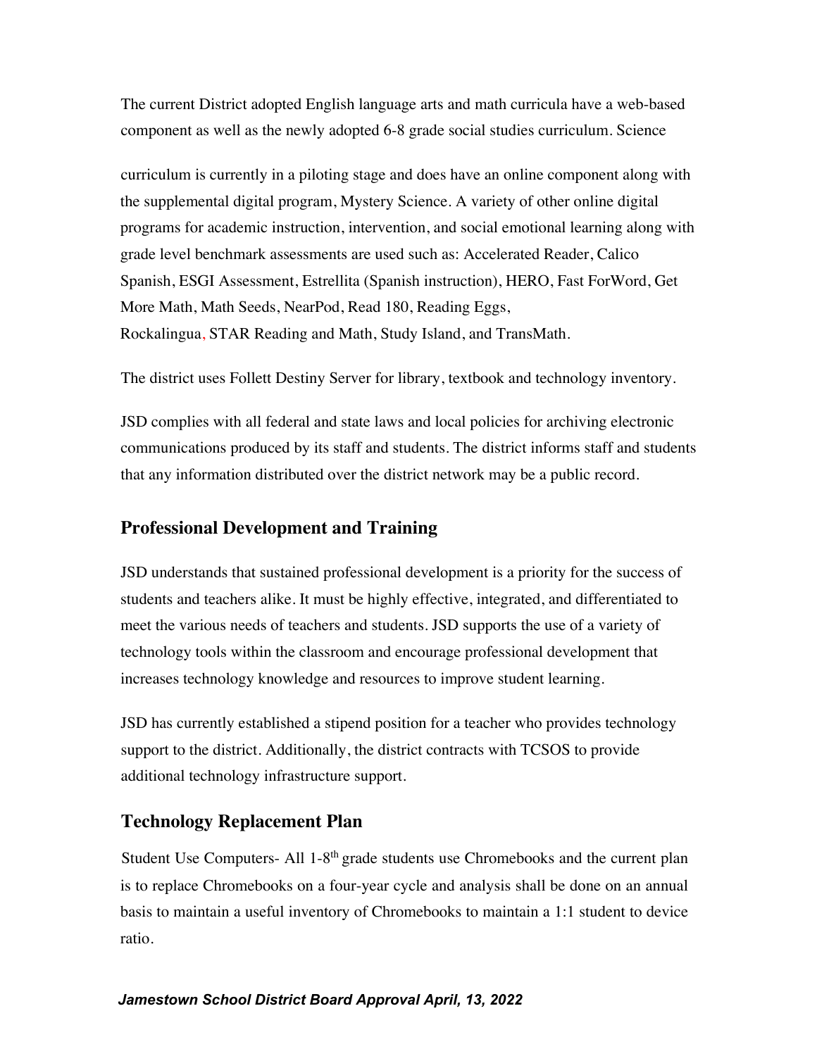The current District adopted English language arts and math curricula have a web-based component as well as the newly adopted 6-8 grade social studies curriculum. Science curriculum is currently in a piloting stage and does have an online component along with the supplemental digital program, Mystery Science. A variety of other online digital programs for academic instruction, intervention, and social emotional learning along with grade level benchmark assessments are used such as: Accelerated Reader, Calico Spanish, ESGI Assessment, Estrellita (Spanish instruction), HERO, Fast ForWord, Get More Math, Math Seeds, NearPod, Read 180, Reading Eggs, Rockalingua, STAR Reading and Math, Study Island, and TransMath.

The district uses Follett Destiny Server for library, textbook and technology inventory.

JSD complies with all federal and state laws and local policies for archiving electronic communications produced by its staff and students. The district informs staff and students that any information distributed over the district network may be a public record.

## Professional Development and Training

JSD understands that sustained professional development is a priority for the success of students and teachers alike. It must be highly effective, integrated, and differentiated to meet the various needs of teachers and students. JSD supports the use of a variety of technology tools within the classroom and encourage professional development that increases technology knowledge and resources to improve student learning.

JSD has currently established a stipend position for a teacher who provides technology support to the district. Additionally, the district contracts with TCSOS to provide additional technology infrastructure support.

## Technology Replacement Plan

Student Use Computers- All 1-8th grade students use Chromebooks and the current plan is to replace Chromebooks on a four-year cycle and analysis shall be done on an annual basis to maintain a useful inventory of Chromebooks to maintain a 1:1 student to device ratio.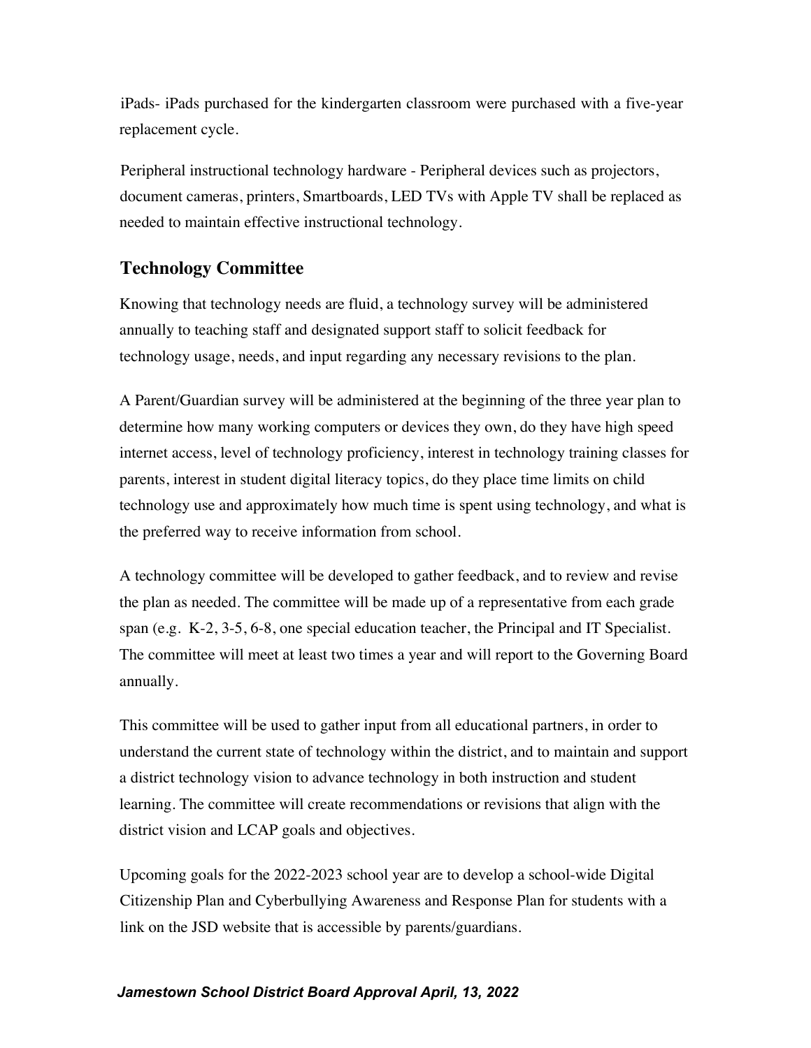iPads- iPads purchased for the kindergarten classroom were purchased with a five-year replacement cycle.

Peripheral instructional technology hardware - Peripheral devices such as projectors, document cameras, printers, Smartboards, LED TVs with Apple TV shall be replaced as needed to maintain effective instructional technology.

## Technology Committee

Knowing that technology needs are fluid, a technology survey will be administered annually to teaching staff and designated support staff to solicit feedback for technology usage, needs, and input regarding any necessary revisions to the plan.

A Parent/Guardian survey will be administered at the beginning of the three year plan to determine how many working computers or devices they own, do they have high speed internet access, level of technology proficiency, interest in technology training classes for parents, interest in student digital literacy topics, do they place time limits on child technology use and approximately how much time is spent using technology, and what is the preferred way to receive information from school.

A technology committee will be developed to gather feedback, and to review and revise the plan as needed. The committee will be made up of a representative from each grade span (e.g. K-2, 3-5, 6-8, one special education teacher, the Principal and IT Specialist. The committee will meet at least two times a year and will report to the Governing Board annually.

This committee will be used to gather input from all educational partners, in order to understand the current state of technology within the district, and to maintain and support a district technology vision to advance technology in both instruction and student learning. The committee will create recommendations or revisions that align with the district vision and LCAP goals and objectives.

Upcoming goals for the 2022-2023 school year are to develop a school-wide Digital Citizenship Plan and Cyberbullying Awareness and Response Plan for students with a link on the JSD website that is accessible by parents/guardians.

***Jamestown School District Board Approval April, 13, 2022***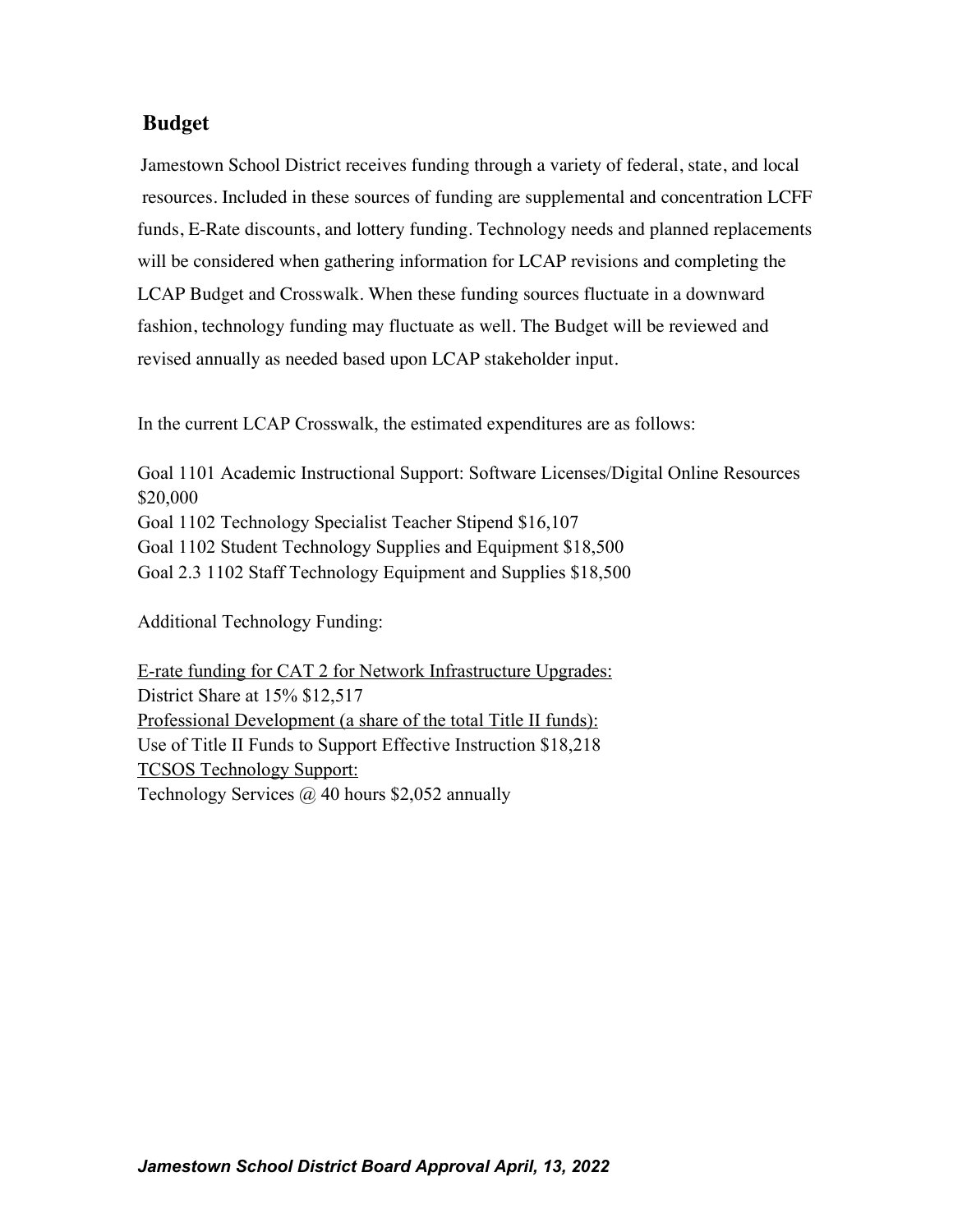## Budget

Jamestown School District receives funding through a variety of federal, state, and local resources. Included in these sources of funding are supplemental and concentration LCFF funds, E-Rate discounts, and lottery funding. Technology needs and planned replacements will be considered when gathering information for LCAP revisions and completing the LCAP Budget and Crosswalk. When these funding sources fluctuate in a downward fashion, technology funding may fluctuate as well. The Budget will be reviewed and revised annually as needed based upon LCAP stakeholder input.

In the current LCAP Crosswalk, the estimated expenditures are as follows:

Goal 1101 Academic Instructional Support: Software Licenses/Digital Online Resources $20,000
Goal 1102 Technology Specialist Teacher Stipend $16,107
Goal 1102 Student Technology Supplies and Equipment $18,500
Goal 2.3 1102 Staff Technology Equipment and Supplies $18,500

Additional Technology Funding:

<u>E-rate funding for CAT 2 for Network Infrastructure Upgrades:</u>
District Share at 15% $12,517
<u>Professional Development (a share of the total Title II funds):</u>
Use of Title II Funds to Support Effective Instruction $18,218
<u>TCSOS Technology Support:</u>
Technology Services @ 40 hours $2,052 annually

***Jamestown School District Board Approval April, 13, 2022***